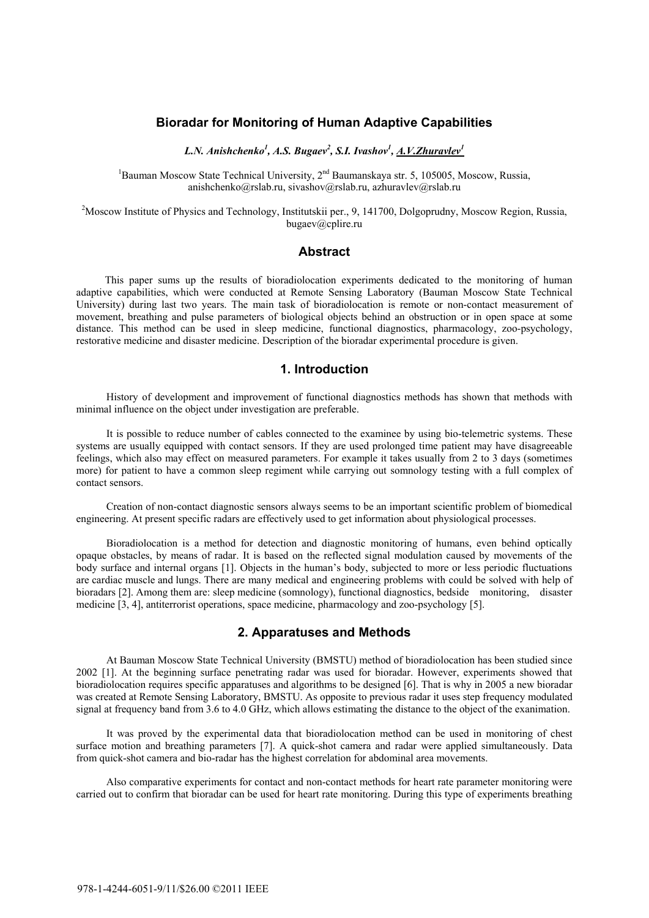# Bioradar for Monitoring of Human Adaptive Capabilities

***L.N. Anishchenko[1], A.S. Bugaev[2], S.I. Ivashov[1], A.V.Zhuravlev[1]***

[1]Bauman Moscow State Technical University, 2nd Baumanskaya str. 5, 105005, Moscow, Russia, anishchenko@rslab.ru, sivashov@rslab.ru, azhuravlev@rslab.ru

[2]Moscow Institute of Physics and Technology, Institutskii per., 9, 141700, Dolgoprudny, Moscow Region, Russia, bugaev@cplire.ru

## Abstract

This paper sums up the results of bioradiolocation experiments dedicated to the monitoring of human adaptive capabilities, which were conducted at Remote Sensing Laboratory (Bauman Moscow State Technical University) during last two years. The main task of bioradiolocation is remote or non-contact measurement of movement, breathing and pulse parameters of biological objects behind an obstruction or in open space at some distance. This method can be used in sleep medicine, functional diagnostics, pharmacology, zoo-psychology, restorative medicine and disaster medicine. Description of the bioradar experimental procedure is given.

## 1. Introduction

History of development and improvement of functional diagnostics methods has shown that methods with minimal influence on the object under investigation are preferable.

It is possible to reduce number of cables connected to the examinee by using bio-telemetric systems. These systems are usually equipped with contact sensors. If they are used prolonged time patient may have disagreeable feelings, which also may effect on measured parameters. For example it takes usually from 2 to 3 days (sometimes more) for patient to have a common sleep regiment while carrying out somnology testing with a full complex of contact sensors.

Creation of non-contact diagnostic sensors always seems to be an important scientific problem of biomedical engineering. At present specific radars are effectively used to get information about physiological processes.

Bioradiolocation is a method for detection and diagnostic monitoring of humans, even behind optically opaque obstacles, by means of radar. It is based on the reflected signal modulation caused by movements of the body surface and internal organs [1]. Objects in the human's body, subjected to more or less periodic fluctuations are cardiac muscle and lungs. There are many medical and engineering problems with could be solved with help of bioradars [2]. Among them are: sleep medicine (somnology), functional diagnostics, bedside monitoring, disaster medicine [3, 4], antiterrorist operations, space medicine, pharmacology and zoo-psychology [5].

## 2. Apparatuses and Methods

At Bauman Moscow State Technical University (BMSTU) method of bioradiolocation has been studied since 2002 [1]. At the beginning surface penetrating radar was used for bioradar. However, experiments showed that bioradiolocation requires specific apparatuses and algorithms to be designed [6]. That is why in 2005 a new bioradar was created at Remote Sensing Laboratory, BMSTU. As opposite to previous radar it uses step frequency modulated signal at frequency band from 3.6 to 4.0 GHz, which allows estimating the distance to the object of the exanimation.

It was proved by the experimental data that bioradiolocation method can be used in monitoring of chest surface motion and breathing parameters [7]. A quick-shot camera and radar were applied simultaneously. Data from quick-shot camera and bio-radar has the highest correlation for abdominal area movements.

Also comparative experiments for contact and non-contact methods for heart rate parameter monitoring were carried out to confirm that bioradar can be used for heart rate monitoring. During this type of experiments breathing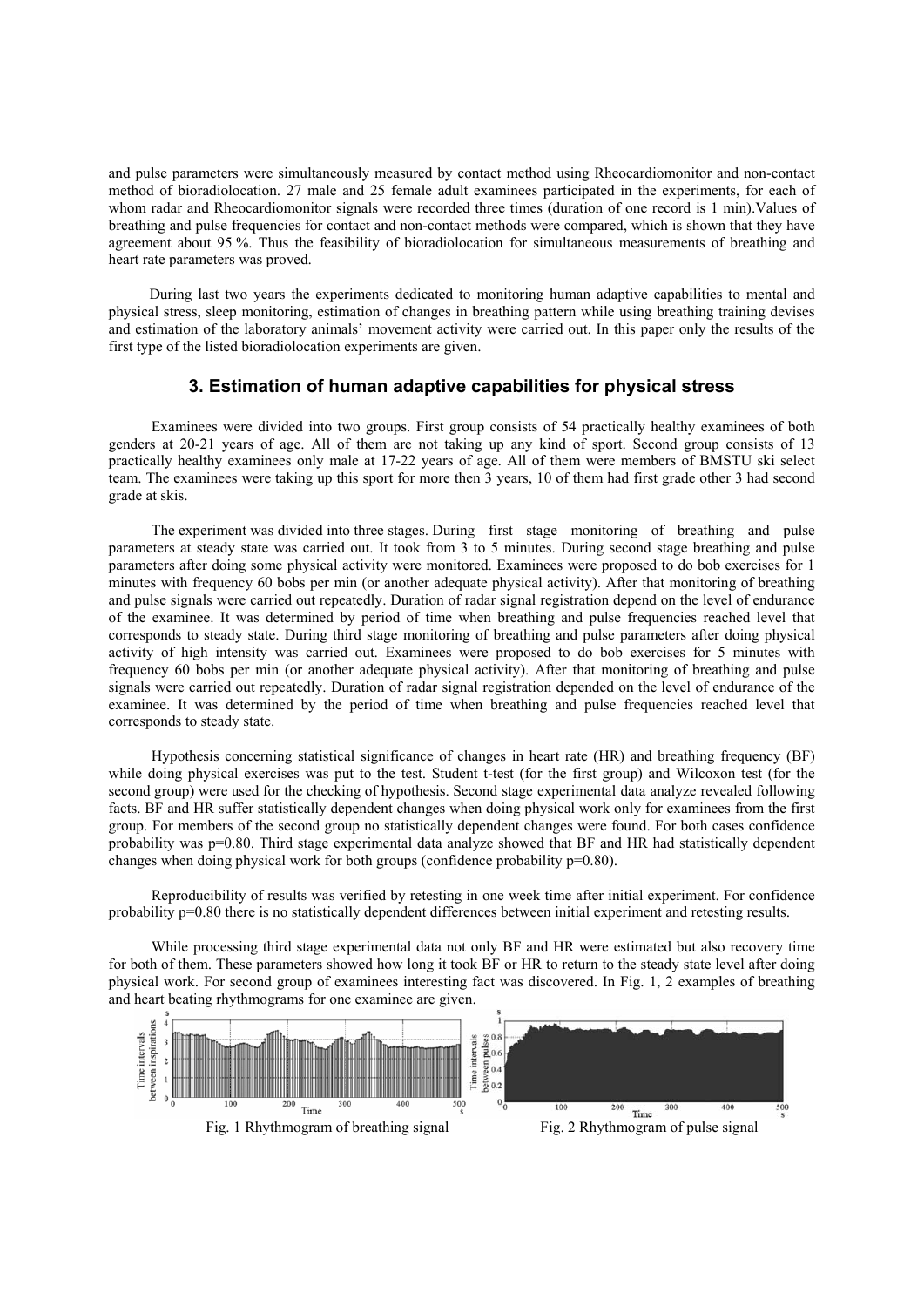and pulse parameters were simultaneously measured by contact method using Rheocardiomonitor and non-contact method of bioradiolocation. 27 male and 25 female adult examinees participated in the experiments, for each of whom radar and Rheocardiomonitor signals were recorded three times (duration of one record is 1 min).Values of breathing and pulse frequencies for contact and non-contact methods were compared, which is shown that they have agreement about 95 %. Thus the feasibility of bioradiolocation for simultaneous measurements of breathing and heart rate parameters was proved.

During last two years the experiments dedicated to monitoring human adaptive capabilities to mental and physical stress, sleep monitoring, estimation of changes in breathing pattern while using breathing training devises and estimation of the laboratory animals' movement activity were carried out. In this paper only the results of the first type of the listed bioradiolocation experiments are given.

## 3. Estimation of human adaptive capabilities for physical stress

Examinees were divided into two groups. First group consists of 54 practically healthy examinees of both genders at 20-21 years of age. All of them are not taking up any kind of sport. Second group consists of 13 practically healthy examinees only male at 17-22 years of age. All of them were members of BMSTU ski select team. The examinees were taking up this sport for more then 3 years, 10 of them had first grade other 3 had second grade at skis.

The experiment was divided into three stages. During first stage monitoring of breathing and pulse parameters at steady state was carried out. It took from 3 to 5 minutes. During second stage breathing and pulse parameters after doing some physical activity were monitored. Examinees were proposed to do bob exercises for 1 minutes with frequency 60 bobs per min (or another adequate physical activity). After that monitoring of breathing and pulse signals were carried out repeatedly. Duration of radar signal registration depend on the level of endurance of the examinee. It was determined by period of time when breathing and pulse frequencies reached level that corresponds to steady state. During third stage monitoring of breathing and pulse parameters after doing physical activity of high intensity was carried out. Examinees were proposed to do bob exercises for 5 minutes with frequency 60 bobs per min (or another adequate physical activity). After that monitoring of breathing and pulse signals were carried out repeatedly. Duration of radar signal registration depended on the level of endurance of the examinee. It was determined by the period of time when breathing and pulse frequencies reached level that corresponds to steady state.

Hypothesis concerning statistical significance of changes in heart rate (HR) and breathing frequency (BF) while doing physical exercises was put to the test. Student t-test (for the first group) and Wilcoxon test (for the second group) were used for the checking of hypothesis. Second stage experimental data analyze revealed following facts. BF and HR suffer statistically dependent changes when doing physical work only for examinees from the first group. For members of the second group no statistically dependent changes were found. For both cases confidence probability was $p=0.80$. Third stage experimental data analyze showed that BF and HR had statistically dependent changes when doing physical work for both groups (confidence probability $p=0.80$).

Reproducibility of results was verified by retesting in one week time after initial experiment. For confidence probability $p=0.80$ there is no statistically dependent differences between initial experiment and retesting results.

While processing third stage experimental data not only BF and HR were estimated but also recovery time for both of them. These parameters showed how long it took BF or HR to return to the steady state level after doing physical work. For second group of examinees interesting fact was discovered. In Fig. 1, 2 examples of breathing and heart beating rhythmograms for one examinee are given.

s
Time intervals between inspirations
0 1 2 3 4
0 100 200 300 400 500
Time
s

Fig. 1 Rhythmogram of breathing signal

s
Time intervals between pulses
0 0.2 0.4 0.6 0.8 1
0 100 200 300 400 500
Time
s

Fig. 2 Rhythmogram of pulse signal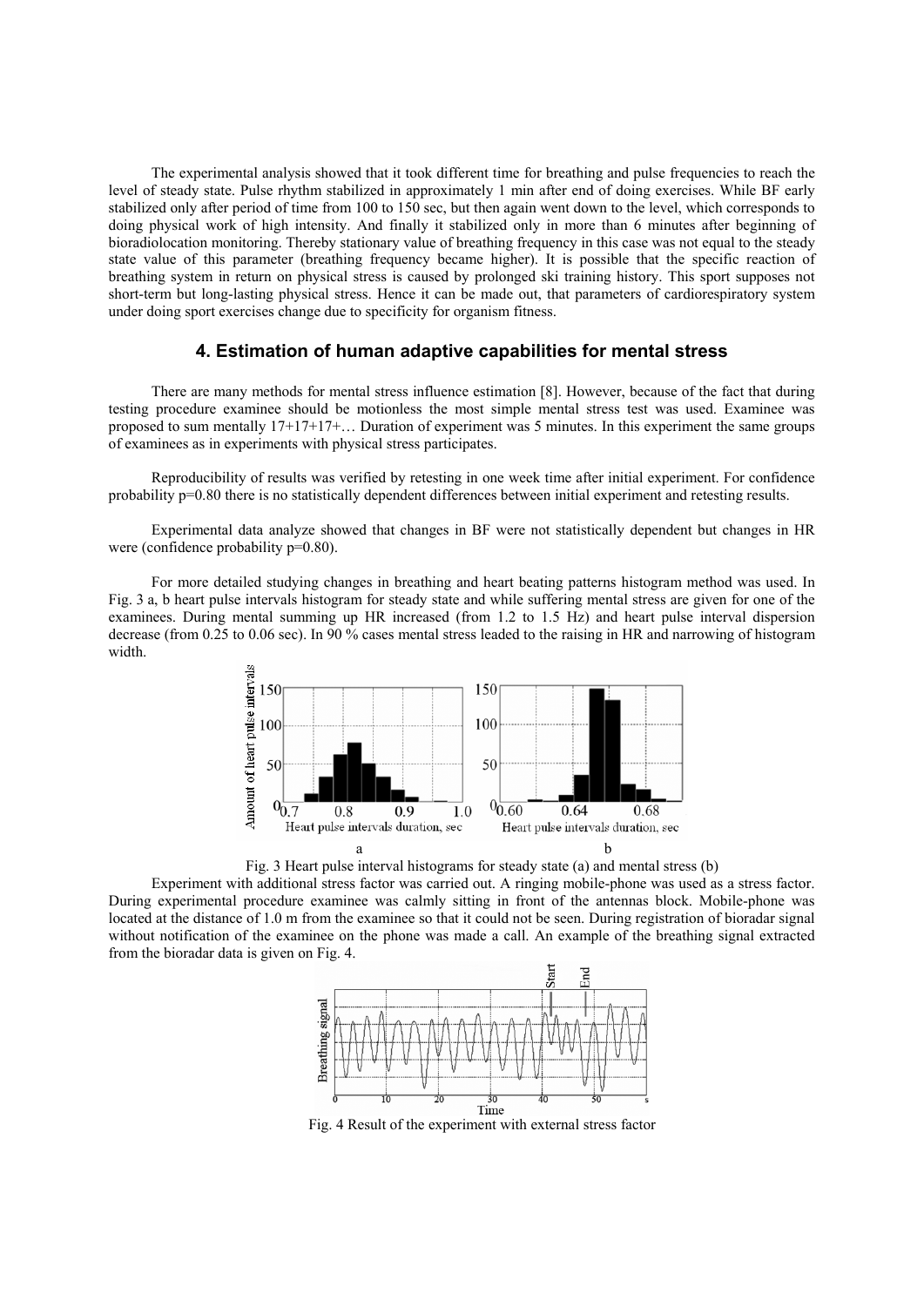The experimental analysis showed that it took different time for breathing and pulse frequencies to reach the level of steady state. Pulse rhythm stabilized in approximately 1 min after end of doing exercises. While BF early stabilized only after period of time from 100 to 150 sec, but then again went down to the level, which corresponds to doing physical work of high intensity. And finally it stabilized only in more than 6 minutes after beginning of bioradiolocation monitoring. Thereby stationary value of breathing frequency in this case was not equal to the steady state value of this parameter (breathing frequency became higher). It is possible that the specific reaction of breathing system in return on physical stress is caused by prolonged ski training history. This sport supposes not short-term but long-lasting physical stress. Hence it can be made out, that parameters of cardiorespiratory system under doing sport exercises change due to specificity for organism fitness.

## 4. Estimation of human adaptive capabilities for mental stress

There are many methods for mental stress influence estimation [8]. However, because of the fact that during testing procedure examinee should be motionless the most simple mental stress test was used. Examinee was proposed to sum mentally 17+17+17+… Duration of experiment was 5 minutes. In this experiment the same groups of examinees as in experiments with physical stress participates.

Reproducibility of results was verified by retesting in one week time after initial experiment. For confidence probability $p=0.80$ there is no statistically dependent differences between initial experiment and retesting results.

Experimental data analyze showed that changes in BF were not statistically dependent but changes in HR were (confidence probability $p=0.80$).

For more detailed studying changes in breathing and heart beating patterns histogram method was used. In Fig. 3 a, b heart pulse intervals histogram for steady state and while suffering mental stress are given for one of the examinees. During mental summing up HR increased (from 1.2 to 1.5 Hz) and heart pulse interval dispersion decrease (from 0.25 to 0.06 sec). In 90 % cases mental stress leaded to the raising in HR and narrowing of histogram width.

Fig. 3 Heart pulse interval histograms for steady state (a) and mental stress (b)

Experiment with additional stress factor was carried out. A ringing mobile-phone was used as a stress factor. During experimental procedure examinee was calmly sitting in front of the antennas block. Mobile-phone was located at the distance of 1.0 m from the examinee so that it could not be seen. During registration of bioradar signal without notification of the examinee on the phone was made a call. An example of the breathing signal extracted from the bioradar data is given on Fig. 4.

Fig. 4 Result of the experiment with external stress factor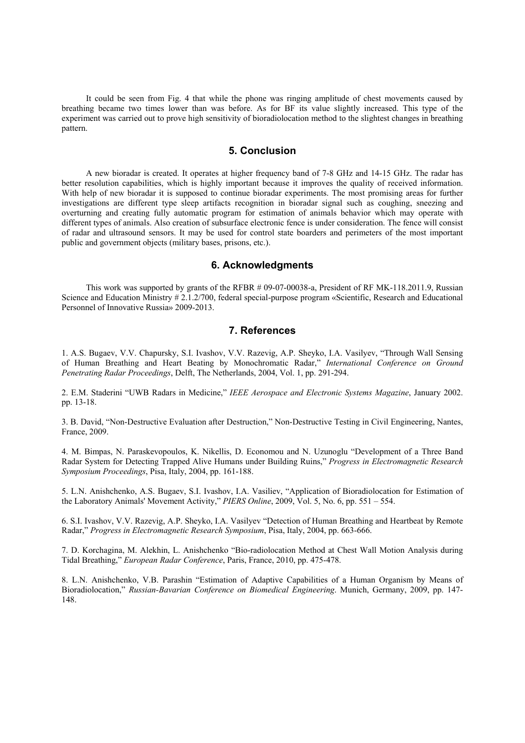It could be seen from Fig. 4 that while the phone was ringing amplitude of chest movements caused by breathing became two times lower than was before. As for BF its value slightly increased. This type of the experiment was carried out to prove high sensitivity of bioradiolocation method to the slightest changes in breathing pattern.

## 5. Conclusion

A new bioradar is created. It operates at higher frequency band of 7-8 GHz and 14-15 GHz. The radar has better resolution capabilities, which is highly important because it improves the quality of received information. With help of new bioradar it is supposed to continue bioradar experiments. The most promising areas for further investigations are different type sleep artifacts recognition in bioradar signal such as coughing, sneezing and overturning and creating fully automatic program for estimation of animals behavior which may operate with different types of animals. Also creation of subsurface electronic fence is under consideration. The fence will consist of radar and ultrasound sensors. It may be used for control state boarders and perimeters of the most important public and government objects (military bases, prisons, etc.).

## 6. Acknowledgments

This work was supported by grants of the RFBR # 09-07-00038-a, President of RF MK-118.2011.9, Russian Science and Education Ministry # 2.1.2/700, federal special-purpose program «Scientific, Research and Educational Personnel of Innovative Russia» 2009-2013.

## 7. References

1. A.S. Bugaev, V.V. Chapursky, S.I. Ivashov, V.V. Razevig, A.P. Sheyko, I.A. Vasilyev, "Through Wall Sensing of Human Breathing and Heart Beating by Monochromatic Radar," *International Conference on Ground Penetrating Radar Proceedings*, Delft, The Netherlands, 2004, Vol. 1, pp. 291-294.

2. E.M. Staderini "UWB Radars in Medicine," *IEEE Aerospace and Electronic Systems Magazine*, January 2002. pp. 13-18.

3. B. David, "Non-Destructive Evaluation after Destruction," Non-Destructive Testing in Civil Engineering, Nantes, France, 2009.

4. M. Bimpas, N. Paraskevopoulos, K. Nikellis, D. Economou and N. Uzunoglu "Development of a Three Band Radar System for Detecting Trapped Alive Humans under Building Ruins," *Progress in Electromagnetic Research Symposium Proceedings*, Pisa, Italy, 2004, pp. 161-188.

5. L.N. Anishchenko, A.S. Bugaev, S.I. Ivashov, I.A. Vasiliev, "Application of Bioradiolocation for Estimation of the Laboratory Animals' Movement Activity," *PIERS Online*, 2009, Vol. 5, No. 6, pp. 551 – 554.

6. S.I. Ivashov, V.V. Razevig, A.P. Sheyko, I.A. Vasilyev "Detection of Human Breathing and Heartbeat by Remote Radar," *Progress in Electromagnetic Research Symposium*, Pisa, Italy, 2004, pp. 663-666.

7. D. Korchagina, M. Alekhin, L. Anishchenko "Bio-radiolocation Method at Chest Wall Motion Analysis during Tidal Breathing," *European Radar Conference*, Paris, France, 2010, pp. 475-478.

8. L.N. Anishchenko, V.B. Parashin "Estimation of Adaptive Capabilities of a Human Organism by Means of Bioradiolocation," *Russian-Bavarian Conference on Biomedical Engineering*. Munich, Germany, 2009, pp. 147-148.